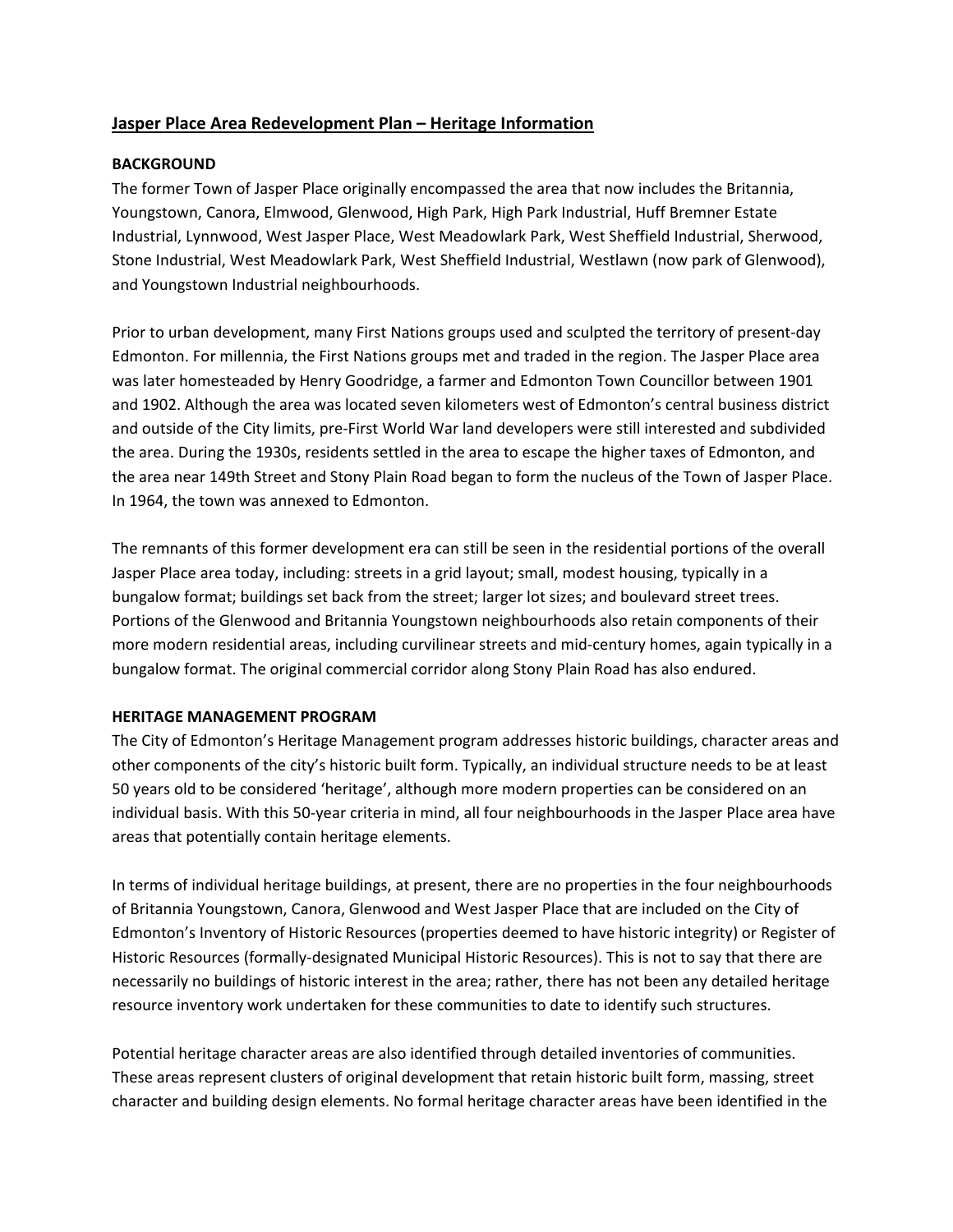# Jasper Place Area Redevelopment Plan – Heritage Information

## BACKGROUND

The former Town of Jasper Place originally encompassed the area that now includes the Britannia, Youngstown, Canora, Elmwood, Glenwood, High Park, High Park Industrial, Huff Bremner Estate Industrial, Lynnwood, West Jasper Place, West Meadowlark Park, West Sheffield Industrial, Sherwood, Stone Industrial, West Meadowlark Park, West Sheffield Industrial, Westlawn (now park of Glenwood), and Youngstown Industrial neighbourhoods.

Prior to urban development, many First Nations groups used and sculpted the territory of present-day Edmonton. For millennia, the First Nations groups met and traded in the region. The Jasper Place area was later homesteaded by Henry Goodridge, a farmer and Edmonton Town Councillor between 1901 and 1902. Although the area was located seven kilometers west of Edmonton's central business district and outside of the City limits, pre-First World War land developers were still interested and subdivided the area. During the 1930s, residents settled in the area to escape the higher taxes of Edmonton, and the area near 149th Street and Stony Plain Road began to form the nucleus of the Town of Jasper Place. In 1964, the town was annexed to Edmonton.

The remnants of this former development era can still be seen in the residential portions of the overall Jasper Place area today, including: streets in a grid layout; small, modest housing, typically in a bungalow format; buildings set back from the street; larger lot sizes; and boulevard street trees. Portions of the Glenwood and Britannia Youngstown neighbourhoods also retain components of their more modern residential areas, including curvilinear streets and mid-century homes, again typically in a bungalow format. The original commercial corridor along Stony Plain Road has also endured.

## HERITAGE MANAGEMENT PROGRAM

The City of Edmonton's Heritage Management program addresses historic buildings, character areas and other components of the city's historic built form. Typically, an individual structure needs to be at least 50 years old to be considered 'heritage', although more modern properties can be considered on an individual basis. With this 50-year criteria in mind, all four neighbourhoods in the Jasper Place area have areas that potentially contain heritage elements.

In terms of individual heritage buildings, at present, there are no properties in the four neighbourhoods of Britannia Youngstown, Canora, Glenwood and West Jasper Place that are included on the City of Edmonton's Inventory of Historic Resources (properties deemed to have historic integrity) or Register of Historic Resources (formally-designated Municipal Historic Resources). This is not to say that there are necessarily no buildings of historic interest in the area; rather, there has not been any detailed heritage resource inventory work undertaken for these communities to date to identify such structures.

Potential heritage character areas are also identified through detailed inventories of communities. These areas represent clusters of original development that retain historic built form, massing, street character and building design elements. No formal heritage character areas have been identified in the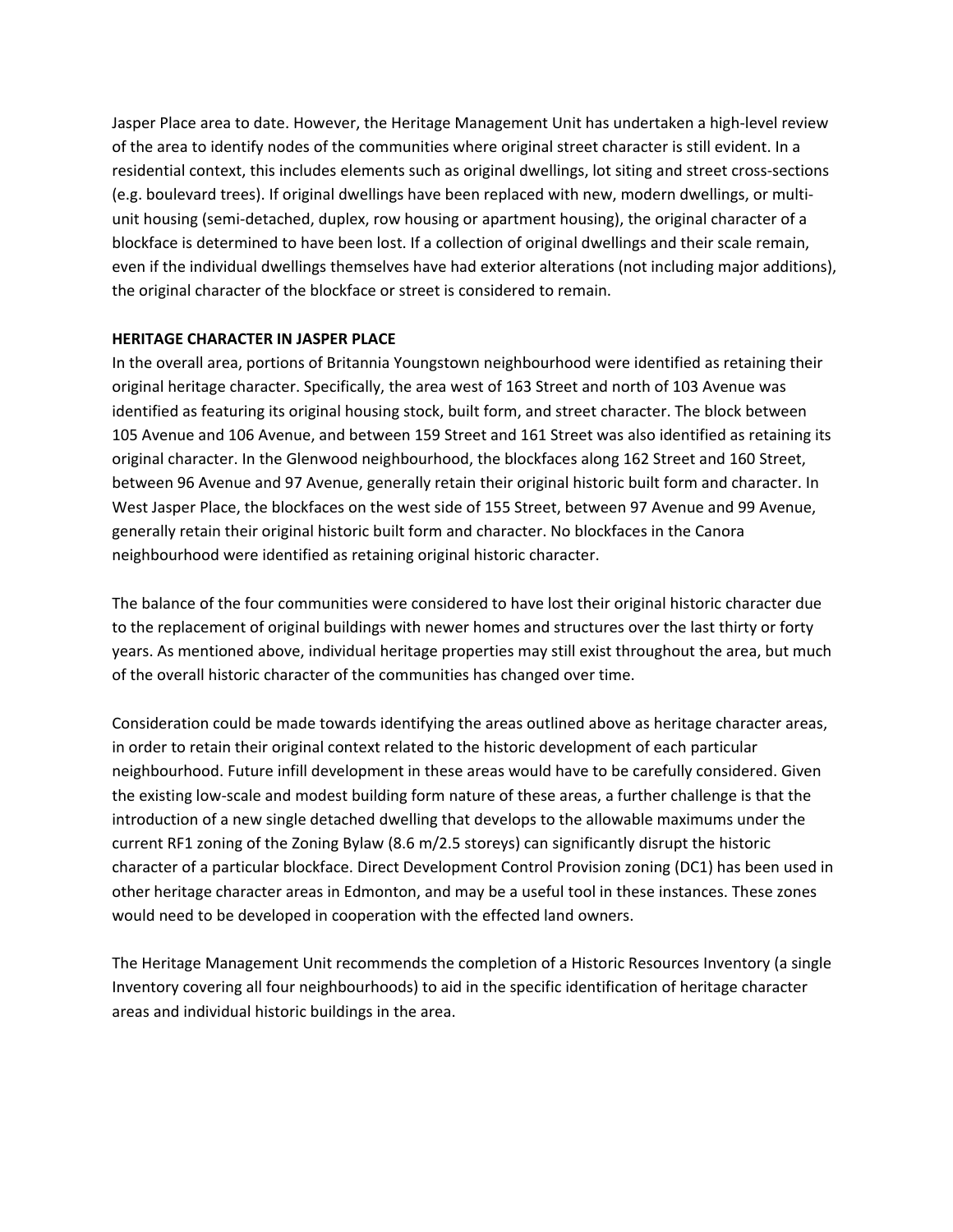Jasper Place area to date. However, the Heritage Management Unit has undertaken a high-level review of the area to identify nodes of the communities where original street character is still evident. In a residential context, this includes elements such as original dwellings, lot siting and street cross-sections (e.g. boulevard trees). If original dwellings have been replaced with new, modern dwellings, or multi-unit housing (semi-detached, duplex, row housing or apartment housing), the original character of a blockface is determined to have been lost. If a collection of original dwellings and their scale remain, even if the individual dwellings themselves have had exterior alterations (not including major additions), the original character of the blockface or street is considered to remain.

**HERITAGE CHARACTER IN JASPER PLACE**

In the overall area, portions of Britannia Youngstown neighbourhood were identified as retaining their original heritage character. Specifically, the area west of 163 Street and north of 103 Avenue was identified as featuring its original housing stock, built form, and street character. The block between 105 Avenue and 106 Avenue, and between 159 Street and 161 Street was also identified as retaining its original character. In the Glenwood neighbourhood, the blockfaces along 162 Street and 160 Street, between 96 Avenue and 97 Avenue, generally retain their original historic built form and character. In West Jasper Place, the blockfaces on the west side of 155 Street, between 97 Avenue and 99 Avenue, generally retain their original historic built form and character. No blockfaces in the Canora neighbourhood were identified as retaining original historic character.

The balance of the four communities were considered to have lost their original historic character due to the replacement of original buildings with newer homes and structures over the last thirty or forty years. As mentioned above, individual heritage properties may still exist throughout the area, but much of the overall historic character of the communities has changed over time.

Consideration could be made towards identifying the areas outlined above as heritage character areas, in order to retain their original context related to the historic development of each particular neighbourhood. Future infill development in these areas would have to be carefully considered. Given the existing low-scale and modest building form nature of these areas, a further challenge is that the introduction of a new single detached dwelling that develops to the allowable maximums under the current RF1 zoning of the Zoning Bylaw (8.6 m/2.5 storeys) can significantly disrupt the historic character of a particular blockface. Direct Development Control Provision zoning (DC1) has been used in other heritage character areas in Edmonton, and may be a useful tool in these instances. These zones would need to be developed in cooperation with the effected land owners.

The Heritage Management Unit recommends the completion of a Historic Resources Inventory (a single Inventory covering all four neighbourhoods) to aid in the specific identification of heritage character areas and individual historic buildings in the area.